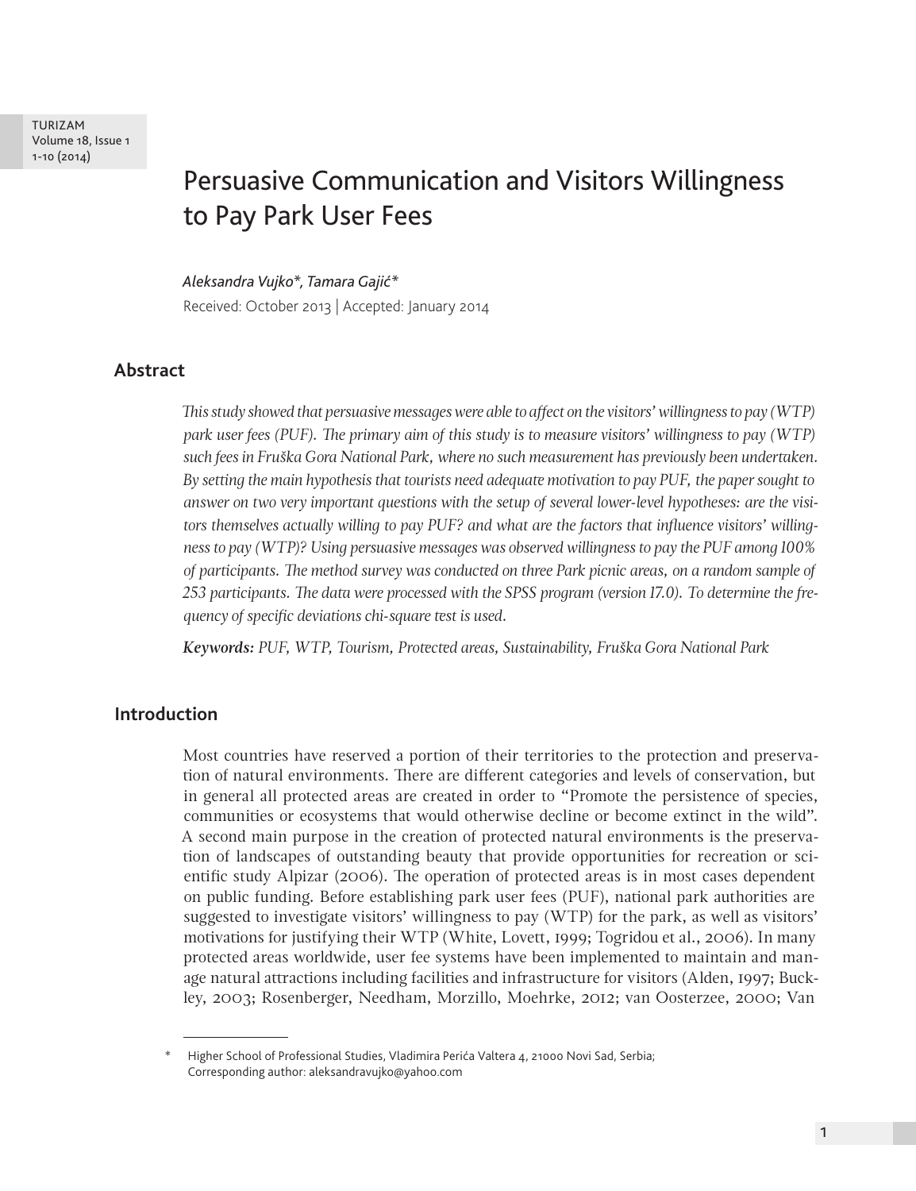# Persuasive Communication and Visitors Willingness to Pay Park User Fees

*Aleksandra Vujko\*, Tamara Gajić\**

Received: October 2013 | Accepted: January 2014

## Abstract

*This study showed that persuasive messages were able to affect on the visitors' willingness to pay (WTP) park user fees (PUF). The primary aim of this study is to measure visitors' willingness to pay (WTP) such fees in Fruška Gora National Park, where no such measurement has previously been undertaken. By setting the main hypothesis that tourists need adequate motivation to pay PUF, the paper sought to answer on two very important questions with the setup of several lower-level hypotheses: are the visitors themselves actually willing to pay PUF? and what are the factors that influence visitors' willingness to pay (WTP)? Using persuasive messages was observed willingness to pay the PUF among 100% of participants. The method survey was conducted on three Park picnic areas, on a random sample of 253 participants. The data were processed with the SPSS program (version 17.0). To determine the frequency of specific deviations chi-square test is used.*

***Keywords:** PUF, WTP, Tourism, Protected areas, Sustainability, Fruška Gora National Park*

## Introduction

Most countries have reserved a portion of their territories to the protection and preservation of natural environments. There are different categories and levels of conservation, but in general all protected areas are created in order to "Promote the persistence of species, communities or ecosystems that would otherwise decline or become extinct in the wild". A second main purpose in the creation of protected natural environments is the preservation of landscapes of outstanding beauty that provide opportunities for recreation or scientific study Alpizar (2006). The operation of protected areas is in most cases dependent on public funding. Before establishing park user fees (PUF), national park authorities are suggested to investigate visitors' willingness to pay (WTP) for the park, as well as visitors' motivations for justifying their WTP (White, Lovett, 1999; Togridou et al., 2006). In many protected areas worldwide, user fee systems have been implemented to maintain and manage natural attractions including facilities and infrastructure for visitors (Alden, 1997; Buckley, 2003; Rosenberger, Needham, Morzillo, Moehrke, 2012; van Oosterzee, 2000; Van

---

\* Higher School of Professional Studies, Vladimira Perića Valtera 4, 21000 Novi Sad, Serbia; Corresponding author: aleksandravujko@yahoo.com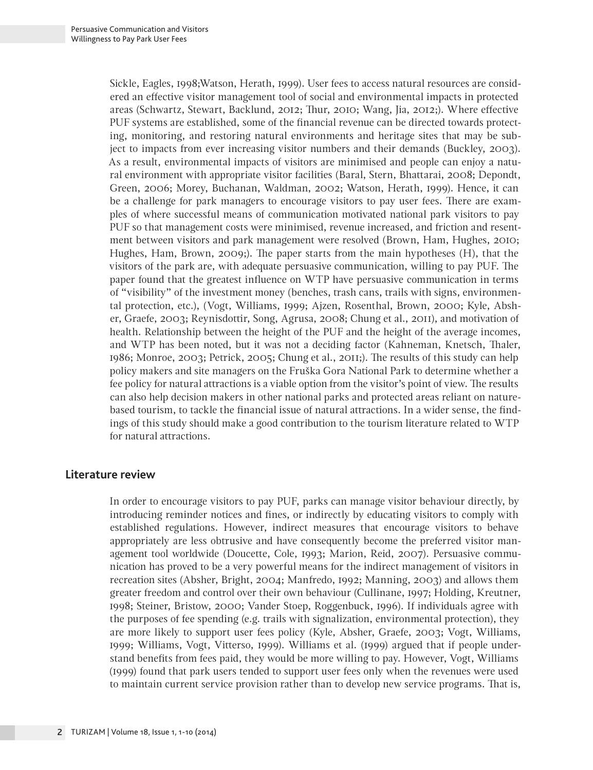Sickle, Eagles, 1998;Watson, Herath, 1999). User fees to access natural resources are considered an effective visitor management tool of social and environmental impacts in protected areas (Schwartz, Stewart, Backlund, 2012; Thur, 2010; Wang, Jia, 2012;). Where effective PUF systems are established, some of the financial revenue can be directed towards protecting, monitoring, and restoring natural environments and heritage sites that may be subject to impacts from ever increasing visitor numbers and their demands (Buckley, 2003). As a result, environmental impacts of visitors are minimised and people can enjoy a natural environment with appropriate visitor facilities (Baral, Stern, Bhattarai, 2008; Depondt, Green, 2006; Morey, Buchanan, Waldman, 2002; Watson, Herath, 1999). Hence, it can be a challenge for park managers to encourage visitors to pay user fees. There are examples of where successful means of communication motivated national park visitors to pay PUF so that management costs were minimised, revenue increased, and friction and resentment between visitors and park management were resolved (Brown, Ham, Hughes, 2010; Hughes, Ham, Brown, 2009;). The paper starts from the main hypotheses (H), that the visitors of the park are, with adequate persuasive communication, willing to pay PUF. The paper found that the greatest influence on WTP have persuasive communication in terms of "visibility" of the investment money (benches, trash cans, trails with signs, environmental protection, etc.), (Vogt, Williams, 1999; Ajzen, Rosenthal, Brown, 2000; Kyle, Absher, Graefe, 2003; Reynisdottir, Song, Agrusa, 2008; Chung et al., 2011), and motivation of health. Relationship between the height of the PUF and the height of the average incomes, and WTP has been noted, but it was not a deciding factor (Kahneman, Knetsch, Thaler, 1986; Monroe, 2003; Petrick, 2005; Chung et al., 2011;). The results of this study can help policy makers and site managers on the Fruška Gora National Park to determine whether a fee policy for natural attractions is a viable option from the visitor's point of view. The results can also help decision makers in other national parks and protected areas reliant on nature-based tourism, to tackle the financial issue of natural attractions. In a wider sense, the findings of this study should make a good contribution to the tourism literature related to WTP for natural attractions.

## Literature review

In order to encourage visitors to pay PUF, parks can manage visitor behaviour directly, by introducing reminder notices and fines, or indirectly by educating visitors to comply with established regulations. However, indirect measures that encourage visitors to behave appropriately are less obtrusive and have consequently become the preferred visitor management tool worldwide (Doucette, Cole, 1993; Marion, Reid, 2007). Persuasive communication has proved to be a very powerful means for the indirect management of visitors in recreation sites (Absher, Bright, 2004; Manfredo, 1992; Manning, 2003) and allows them greater freedom and control over their own behaviour (Cullinane, 1997; Holding, Kreutner, 1998; Steiner, Bristow, 2000; Vander Stoep, Roggenbuck, 1996). If individuals agree with the purposes of fee spending (e.g. trails with signalization, environmental protection), they are more likely to support user fees policy (Kyle, Absher, Graefe, 2003; Vogt, Williams, 1999; Williams, Vogt, Vitterso, 1999). Williams et al. (1999) argued that if people understand benefits from fees paid, they would be more willing to pay. However, Vogt, Williams (1999) found that park users tended to support user fees only when the revenues were used to maintain current service provision rather than to develop new service programs. That is,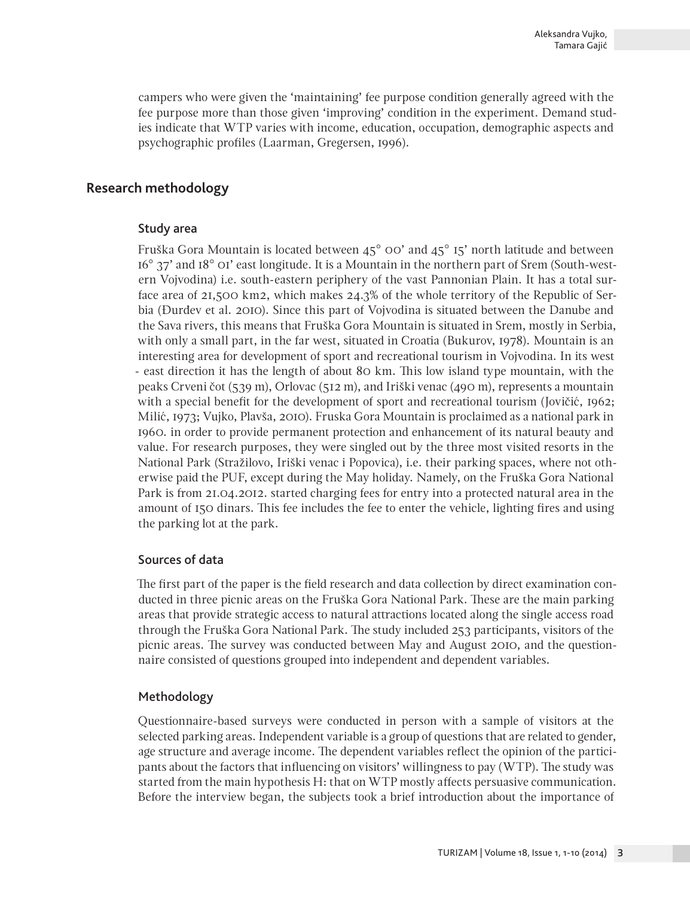campers who were given the 'maintaining' fee purpose condition generally agreed with the fee purpose more than those given 'improving' condition in the experiment. Demand studies indicate that WTP varies with income, education, occupation, demographic aspects and psychographic profiles (Laarman, Gregersen, 1996).

## Research methodology

### Study area

Fruška Gora Mountain is located between 45° 00' and 45° 15' north latitude and between 16° 37' and 18° 01' east longitude. It is a Mountain in the northern part of Srem (South-western Vojvodina) i.e. south-eastern periphery of the vast Pannonian Plain. It has a total surface area of 21,500 km2, which makes 24.3% of the whole territory of the Republic of Serbia (Đurđev et al. 2010). Since this part of Vojvodina is situated between the Danube and the Sava rivers, this means that Fruška Gora Mountain is situated in Srem, mostly in Serbia, with only a small part, in the far west, situated in Croatia (Bukurov, 1978). Mountain is an interesting area for development of sport and recreational tourism in Vojvodina. In its west - east direction it has the length of about 80 km. This low island type mountain, with the peaks Crveni čot (539 m), Orlovac (512 m), and Iriški venac (490 m), represents a mountain with a special benefit for the development of sport and recreational tourism (Jovičić, 1962; Milić, 1973; Vujko, Plavša, 2010). Fruska Gora Mountain is proclaimed as a national park in 1960. in order to provide permanent protection and enhancement of its natural beauty and value. For research purposes, they were singled out by the three most visited resorts in the National Park (Stražilovo, Iriški venac i Popovica), i.e. their parking spaces, where not otherwise paid the PUF, except during the May holiday. Namely, on the Fruška Gora National Park is from 21.04.2012. started charging fees for entry into a protected natural area in the amount of 150 dinars. This fee includes the fee to enter the vehicle, lighting fires and using the parking lot at the park.

### Sources of data

The first part of the paper is the field research and data collection by direct examination conducted in three picnic areas on the Fruška Gora National Park. These are the main parking areas that provide strategic access to natural attractions located along the single access road through the Fruška Gora National Park. The study included 253 participants, visitors of the picnic areas. The survey was conducted between May and August 2010, and the questionnaire consisted of questions grouped into independent and dependent variables.

### Methodology

Questionnaire-based surveys were conducted in person with a sample of visitors at the selected parking areas. Independent variable is a group of questions that are related to gender, age structure and average income. The dependent variables reflect the opinion of the participants about the factors that influencing on visitors' willingness to pay (WTP). The study was started from the main hypothesis H: that on WTP mostly affects persuasive communication. Before the interview began, the subjects took a brief introduction about the importance of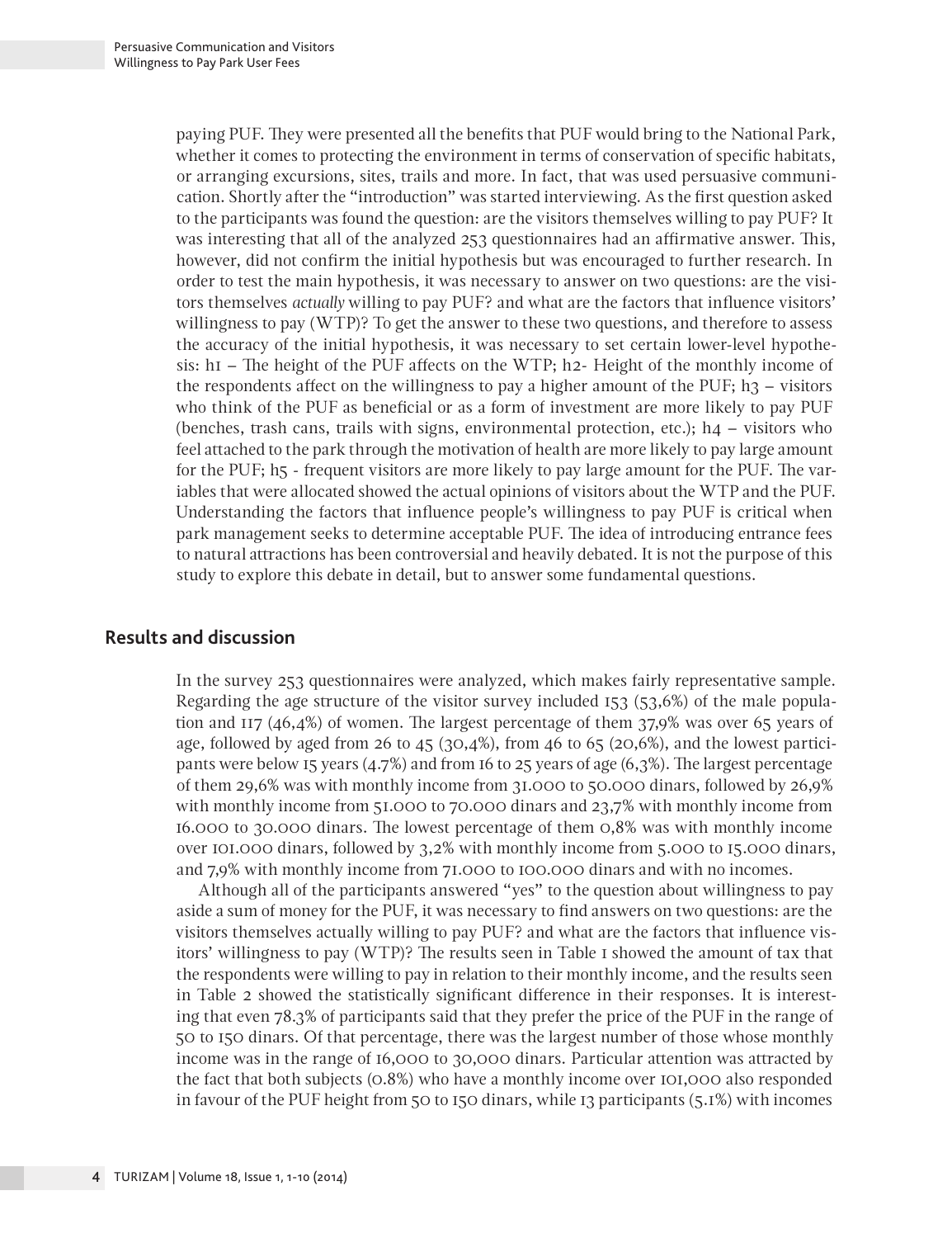paying PUF. They were presented all the benefits that PUF would bring to the National Park, whether it comes to protecting the environment in terms of conservation of specific habitats, or arranging excursions, sites, trails and more. In fact, that was used persuasive communication. Shortly after the "introduction" was started interviewing. As the first question asked to the participants was found the question: are the visitors themselves willing to pay PUF? It was interesting that all of the analyzed 253 questionnaires had an affirmative answer. This, however, did not confirm the initial hypothesis but was encouraged to further research. In order to test the main hypothesis, it was necessary to answer on two questions: are the visitors themselves *actually* willing to pay PUF? and what are the factors that influence visitors' willingness to pay (WTP)? To get the answer to these two questions, and therefore to assess the accuracy of the initial hypothesis, it was necessary to set certain lower-level hypothesis: h1 – The height of the PUF affects on the WTP; h2- Height of the monthly income of the respondents affect on the willingness to pay a higher amount of the PUF; h3 – visitors who think of the PUF as beneficial or as a form of investment are more likely to pay PUF (benches, trash cans, trails with signs, environmental protection, etc.); h4 – visitors who feel attached to the park through the motivation of health are more likely to pay large amount for the PUF; h5 - frequent visitors are more likely to pay large amount for the PUF. The variables that were allocated showed the actual opinions of visitors about the WTP and the PUF. Understanding the factors that influence people's willingness to pay PUF is critical when park management seeks to determine acceptable PUF. The idea of introducing entrance fees to natural attractions has been controversial and heavily debated. It is not the purpose of this study to explore this debate in detail, but to answer some fundamental questions.

## Results and discussion

In the survey 253 questionnaires were analyzed, which makes fairly representative sample. Regarding the age structure of the visitor survey included 153 (53,6%) of the male population and 117 (46,4%) of women. The largest percentage of them 37,9% was over 65 years of age, followed by aged from 26 to 45 (30,4%), from 46 to 65 (20,6%), and the lowest participants were below 15 years (4.7%) and from 16 to 25 years of age (6,3%). The largest percentage of them 29,6% was with monthly income from 31.000 to 50.000 dinars, followed by 26,9% with monthly income from 51.000 to 70.000 dinars and 23,7% with monthly income from 16.000 to 30.000 dinars. The lowest percentage of them 0,8% was with monthly income over 101.000 dinars, followed by 3,2% with monthly income from 5.000 to 15.000 dinars, and 7,9% with monthly income from 71.000 to 100.000 dinars and with no incomes.

Although all of the participants answered "yes" to the question about willingness to pay aside a sum of money for the PUF, it was necessary to find answers on two questions: are the visitors themselves actually willing to pay PUF? and what are the factors that influence visitors' willingness to pay (WTP)? The results seen in Table 1 showed the amount of tax that the respondents were willing to pay in relation to their monthly income, and the results seen in Table 2 showed the statistically significant difference in their responses. It is interesting that even 78.3% of participants said that they prefer the price of the PUF in the range of 50 to 150 dinars. Of that percentage, there was the largest number of those whose monthly income was in the range of 16,000 to 30,000 dinars. Particular attention was attracted by the fact that both subjects (0.8%) who have a monthly income over 101,000 also responded in favour of the PUF height from 50 to 150 dinars, while 13 participants (5.1%) with incomes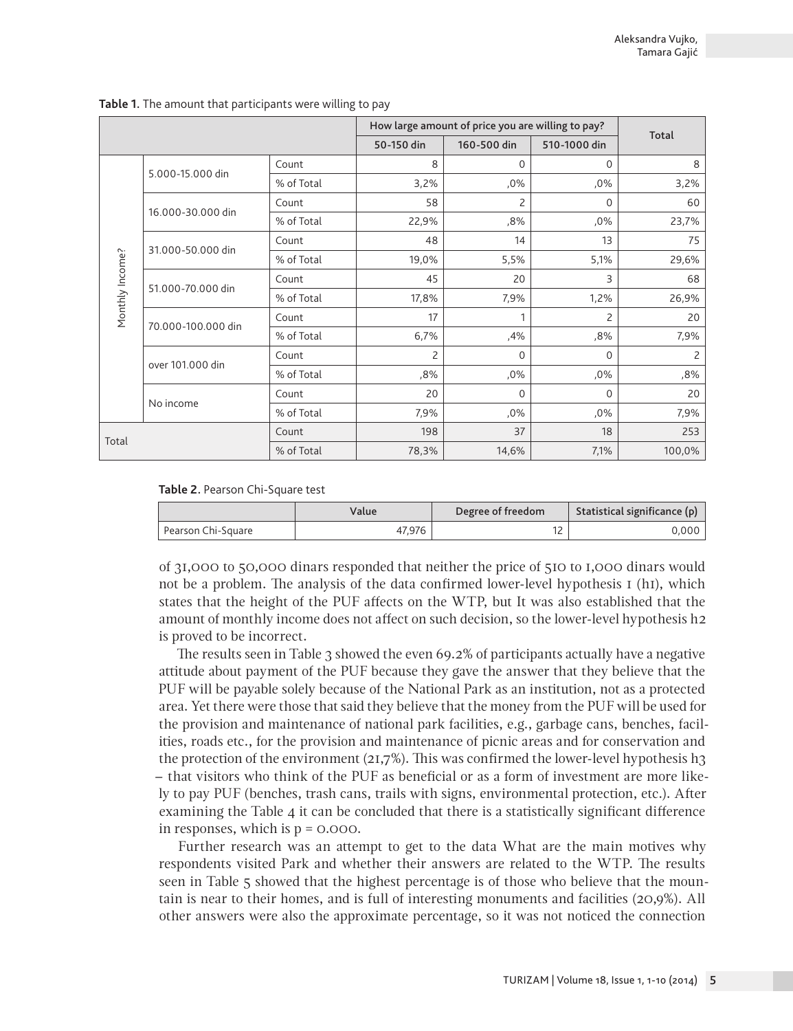**Table 1.** The amount that participants were willing to pay

| | | | How large amount of price you are willing to pay? | | | Total |
|---|---|---|---|---|---|---|
| | | | 50-150 din | 160-500 din | 510-1000 din | |
| Monthly Income? | 5.000-15.000 din | Count | 8 | 0 | 0 | 8 |
| | | % of Total | 3,2% | ,0% | ,0% | 3,2% |
| | 16.000-30.000 din | Count | 58 | 2 | 0 | 60 |
| | | % of Total | 22,9% | ,8% | ,0% | 23,7% |
| | 31.000-50.000 din | Count | 48 | 14 | 13 | 75 |
| | | % of Total | 19,0% | 5,5% | 5,1% | 29,6% |
| | 51.000-70.000 din | Count | 45 | 20 | 3 | 68 |
| | | % of Total | 17,8% | 7,9% | 1,2% | 26,9% |
| | 70.000-100.000 din | Count | 17 | 1 | 2 | 20 |
| | | % of Total | 6,7% | ,4% | ,8% | 7,9% |
| | over 101.000 din | Count | 2 | 0 | 0 | 2 |
| | | % of Total | ,8% | ,0% | ,0% | ,8% |
| | No income | Count | 20 | 0 | 0 | 20 |
| | | % of Total | 7,9% | ,0% | ,0% | 7,9% |
| Total | | Count | 198 | 37 | 18 | 253 |
| | | % of Total | 78,3% | 14,6% | 7,1% | 100,0% |

**Table 2.** Pearson Chi-Square test

| | Value | Degree of freedom | Statistical significance (p) |
|---|---|---|---|
| Pearson Chi-Square | 47,976 | 12 | 0,000 |

of 31,000 to 50,000 dinars responded that neither the price of 510 to 1,000 dinars would not be a problem. The analysis of the data confirmed lower-level hypothesis 1 (h1), which states that the height of the PUF affects on the WTP, but It was also established that the amount of monthly income does not affect on such decision, so the lower-level hypothesis h2 is proved to be incorrect.

The results seen in Table 3 showed the even 69.2% of participants actually have a negative attitude about payment of the PUF because they gave the answer that they believe that the PUF will be payable solely because of the National Park as an institution, not as a protected area. Yet there were those that said they believe that the money from the PUF will be used for the provision and maintenance of national park facilities, e.g., garbage cans, benches, facilities, roads etc., for the provision and maintenance of picnic areas and for conservation and the protection of the environment (21,7%). This was confirmed the lower-level hypothesis h3 – that visitors who think of the PUF as beneficial or as a form of investment are more likely to pay PUF (benches, trash cans, trails with signs, environmental protection, etc.). After examining the Table 4 it can be concluded that there is a statistically significant difference in responses, which is $p = 0.000$.

Further research was an attempt to get to the data What are the main motives why respondents visited Park and whether their answers are related to the WTP. The results seen in Table 5 showed that the highest percentage is of those who believe that the mountain is near to their homes, and is full of interesting monuments and facilities (20,9%). All other answers were also the approximate percentage, so it was not noticed the connection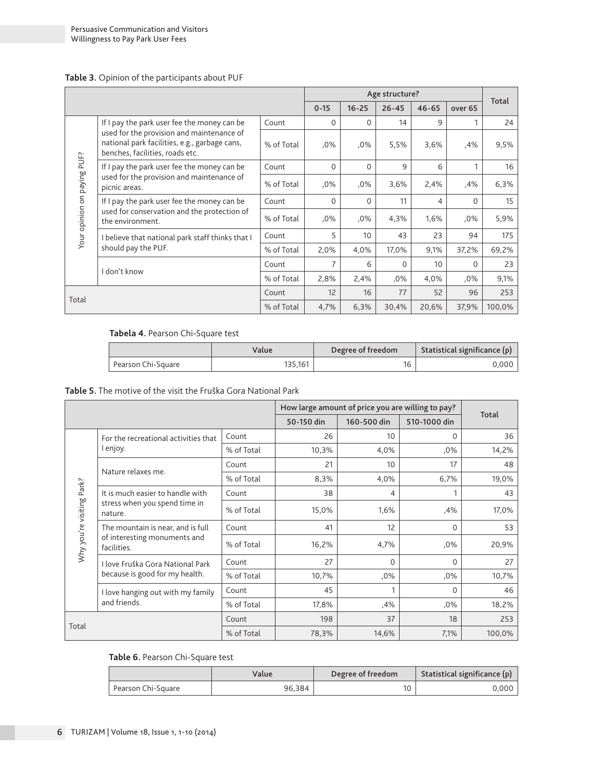**Table 3.** Opinion of the participants about PUF

| | | | Age structure? | | | | | Total |
|---|---|---|---|---|---|---|---|---|
| | | | 0-15 | 16-25 | 26-45 | 46-65 | over 65 | |
| Your opinion on paying PUF? | If I pay the park user fee the money can be used for the provision and maintenance of national park facilities, e.g., garbage cans, benches, facilities, roads etc. | Count | 0 | 0 | 14 | 9 | 1 | 24 |
| | | % of Total | ,0% | ,0% | 5,5% | 3,6% | ,4% | 9,5% |
| | If I pay the park user fee the money can be used for the provision and maintenance of picnic areas. | Count | 0 | 0 | 9 | 6 | 1 | 16 |
| | | % of Total | ,0% | ,0% | 3,6% | 2,4% | ,4% | 6,3% |
| | If I pay the park user fee the money can be used for conservation and the protection of the environment. | Count | 0 | 0 | 11 | 4 | 0 | 15 |
| | | % of Total | ,0% | ,0% | 4,3% | 1,6% | ,0% | 5,9% |
| | I believe that national park staff thinks that I should pay the PUF. | Count | 5 | 10 | 43 | 23 | 94 | 175 |
| | | % of Total | 2,0% | 4,0% | 17,0% | 9,1% | 37,2% | 69,2% |
| | I don't know | Count | 7 | 6 | 0 | 10 | 0 | 23 |
| | | % of Total | 2,8% | 2,4% | ,0% | 4,0% | ,0% | 9,1% |
| Total | | Count | 12 | 16 | 77 | 52 | 96 | 253 |
| | | % of Total | 4,7% | 6,3% | 30,4% | 20,6% | 37,9% | 100,0% |

**Tabela 4.** Pearson Chi-Square test

| | Value | Degree of freedom | Statistical significance (p) |
|---|---|---|---|
| Pearson Chi-Square | 135,161 | 16 | 0,000 |

**Table 5.** The motive of the visit the Fruška Gora National Park

| | | | How large amount of price you are willing to pay? | | | Total |
|---|---|---|---|---|---|---|
| | | | 50-150 din | 160-500 din | 510-1000 din | |
| Why you're visiting Park? | For the recreational activities that I enjoy. | Count | 26 | 10 | 0 | 36 |
| | | % of Total | 10,3% | 4,0% | ,0% | 14,2% |
| | Nature relaxes me. | Count | 21 | 10 | 17 | 48 |
| | | % of Total | 8,3% | 4,0% | 6,7% | 19,0% |
| | It is much easier to handle with stress when you spend time in nature. | Count | 38 | 4 | 1 | 43 |
| | | % of Total | 15,0% | 1,6% | ,4% | 17,0% |
| | The mountain is near, and is full of interesting monuments and facilities. | Count | 41 | 12 | 0 | 53 |
| | | % of Total | 16,2% | 4,7% | ,0% | 20,9% |
| | I love Fruška Gora National Park because is good for my health. | Count | 27 | 0 | 0 | 27 |
| | | % of Total | 10,7% | ,0% | ,0% | 10,7% |
| | I love hanging out with my family and friends. | Count | 45 | 1 | 0 | 46 |
| | | % of Total | 17,8% | ,4% | ,0% | 18,2% |
| Total | | Count | 198 | 37 | 18 | 253 |
| | | % of Total | 78,3% | 14,6% | 7,1% | 100,0% |

**Table 6.** Pearson Chi-Square test

| | Value | Degree of freedom | Statistical significance (p) |
|---|---|---|---|
| Pearson Chi-Square | 96,384 | 10 | 0,000 |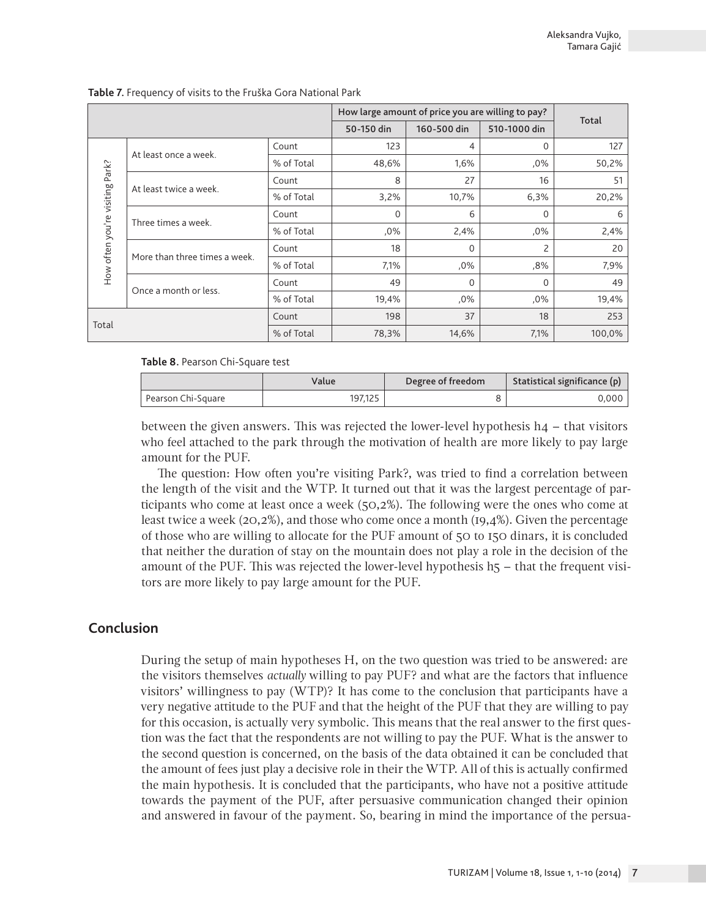**Table 7**. Frequency of visits to the Fruška Gora National Park

| | | | How large amount of price you are willing to pay? | | | Total |
|---|---|---|---|---|---|---|
| | | | 50-150 din | 160-500 din | 510-1000 din | |
| How often you're visiting Park? | At least once a week. | Count | 123 | 4 | 0 | 127 |
| | | % of Total | 48,6% | 1,6% | ,0% | 50,2% |
| | At least twice a week. | Count | 8 | 27 | 16 | 51 |
| | | % of Total | 3,2% | 10,7% | 6,3% | 20,2% |
| | Three times a week. | Count | 0 | 6 | 0 | 6 |
| | | % of Total | ,0% | 2,4% | ,0% | 2,4% |
| | More than three times a week. | Count | 18 | 0 | 2 | 20 |
| | | % of Total | 7,1% | ,0% | ,8% | 7,9% |
| | Once a month or less. | Count | 49 | 0 | 0 | 49 |
| | | % of Total | 19,4% | ,0% | ,0% | 19,4% |
| Total | | Count | 198 | 37 | 18 | 253 |
| | | % of Total | 78,3% | 14,6% | 7,1% | 100,0% |

**Table 8**. Pearson Chi-Square test

| | Value | Degree of freedom | Statistical significance (p) |
|---|---|---|---|
| Pearson Chi-Square | 197,125 | 8 | 0,000 |

between the given answers. This was rejected the lower-level hypothesis h4 – that visitors who feel attached to the park through the motivation of health are more likely to pay large amount for the PUF.

The question: How often you're visiting Park?, was tried to find a correlation between the length of the visit and the WTP. It turned out that it was the largest percentage of participants who come at least once a week (50,2%). The following were the ones who come at least twice a week (20,2%), and those who come once a month (19,4%). Given the percentage of those who are willing to allocate for the PUF amount of 50 to 150 dinars, it is concluded that neither the duration of stay on the mountain does not play a role in the decision of the amount of the PUF. This was rejected the lower-level hypothesis h5 – that the frequent visitors are more likely to pay large amount for the PUF.

## Conclusion

During the setup of main hypotheses H, on the two question was tried to be answered: are the visitors themselves *actually* willing to pay PUF? and what are the factors that influence visitors' willingness to pay (WTP)? It has come to the conclusion that participants have a very negative attitude to the PUF and that the height of the PUF that they are willing to pay for this occasion, is actually very symbolic. This means that the real answer to the first question was the fact that the respondents are not willing to pay the PUF. What is the answer to the second question is concerned, on the basis of the data obtained it can be concluded that the amount of fees just play a decisive role in their the WTP. All of this is actually confirmed the main hypothesis. It is concluded that the participants, who have not a positive attitude towards the payment of the PUF, after persuasive communication changed their opinion and answered in favour of the payment. So, bearing in mind the importance of the persua-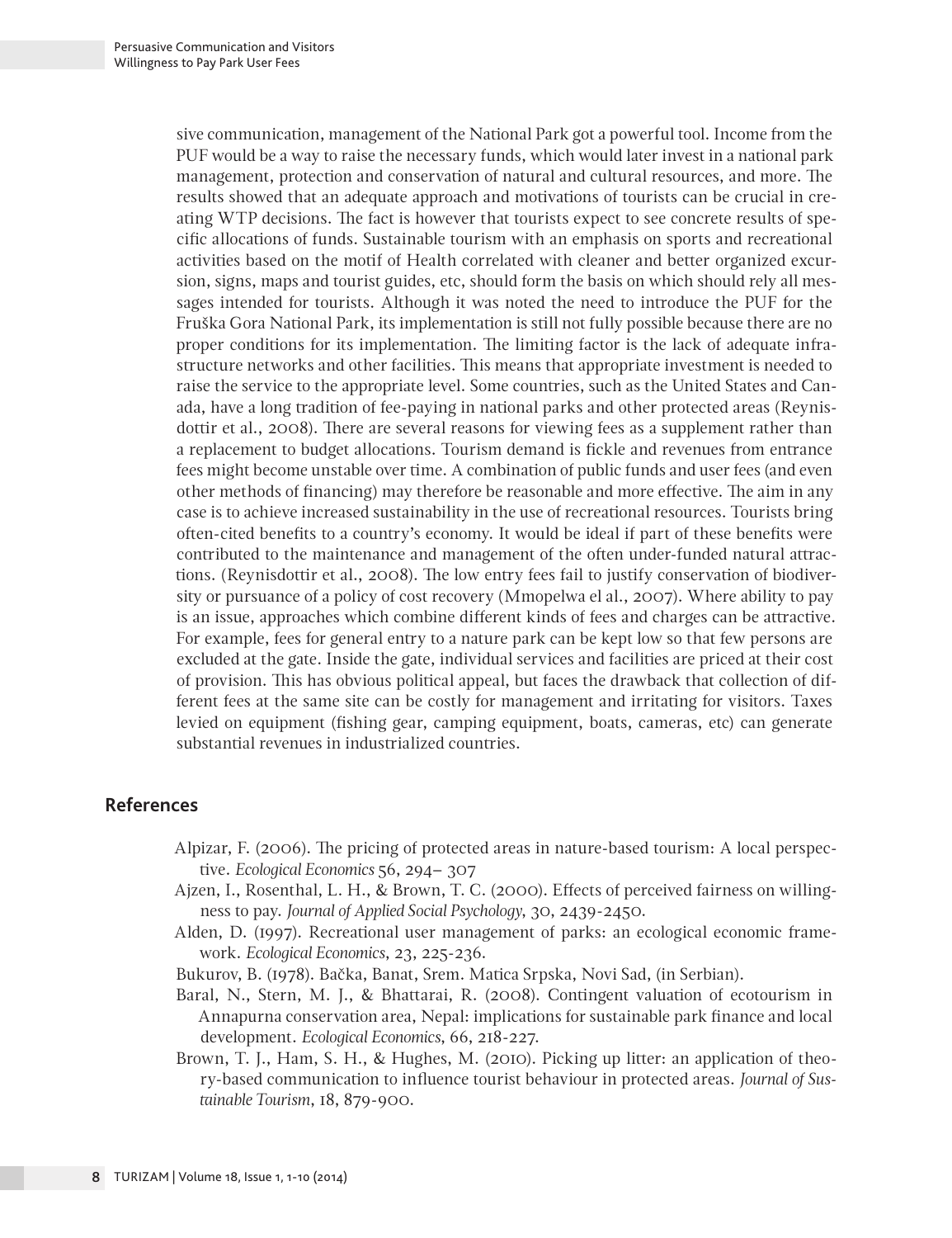sive communication, management of the National Park got a powerful tool. Income from the PUF would be a way to raise the necessary funds, which would later invest in a national park management, protection and conservation of natural and cultural resources, and more. The results showed that an adequate approach and motivations of tourists can be crucial in creating WTP decisions. The fact is however that tourists expect to see concrete results of specific allocations of funds. Sustainable tourism with an emphasis on sports and recreational activities based on the motif of Health correlated with cleaner and better organized excursion, signs, maps and tourist guides, etc, should form the basis on which should rely all messages intended for tourists. Although it was noted the need to introduce the PUF for the Fruška Gora National Park, its implementation is still not fully possible because there are no proper conditions for its implementation. The limiting factor is the lack of adequate infrastructure networks and other facilities. This means that appropriate investment is needed to raise the service to the appropriate level. Some countries, such as the United States and Canada, have a long tradition of fee-paying in national parks and other protected areas (Reynisdottir et al., 2008). There are several reasons for viewing fees as a supplement rather than a replacement to budget allocations. Tourism demand is fickle and revenues from entrance fees might become unstable over time. A combination of public funds and user fees (and even other methods of financing) may therefore be reasonable and more effective. The aim in any case is to achieve increased sustainability in the use of recreational resources. Tourists bring often-cited benefits to a country's economy. It would be ideal if part of these benefits were contributed to the maintenance and management of the often under-funded natural attractions. (Reynisdottir et al., 2008). The low entry fees fail to justify conservation of biodiversity or pursuance of a policy of cost recovery (Mmopelwa el al., 2007). Where ability to pay is an issue, approaches which combine different kinds of fees and charges can be attractive. For example, fees for general entry to a nature park can be kept low so that few persons are excluded at the gate. Inside the gate, individual services and facilities are priced at their cost of provision. This has obvious political appeal, but faces the drawback that collection of different fees at the same site can be costly for management and irritating for visitors. Taxes levied on equipment (fishing gear, camping equipment, boats, cameras, etc) can generate substantial revenues in industrialized countries.

## References

Alpizar, F. (2006). The pricing of protected areas in nature-based tourism: A local perspective. *Ecological Economics* 56, 294– 307

Ajzen, I., Rosenthal, L. H., & Brown, T. C. (2000). Effects of perceived fairness on willingness to pay. *Journal of Applied Social Psychology*, 30, 2439-2450.

Alden, D. (1997). Recreational user management of parks: an ecological economic framework. *Ecological Economics*, 23, 225-236.

Bukurov, B. (1978). Bačka, Banat, Srem. Matica Srpska, Novi Sad, (in Serbian).

Baral, N., Stern, M. J., & Bhattarai, R. (2008). Contingent valuation of ecotourism in Annapurna conservation area, Nepal: implications for sustainable park finance and local development. *Ecological Economics*, 66, 218-227.

Brown, T. J., Ham, S. H., & Hughes, M. (2010). Picking up litter: an application of theory-based communication to influence tourist behaviour in protected areas. *Journal of Sustainable Tourism*, 18, 879-900.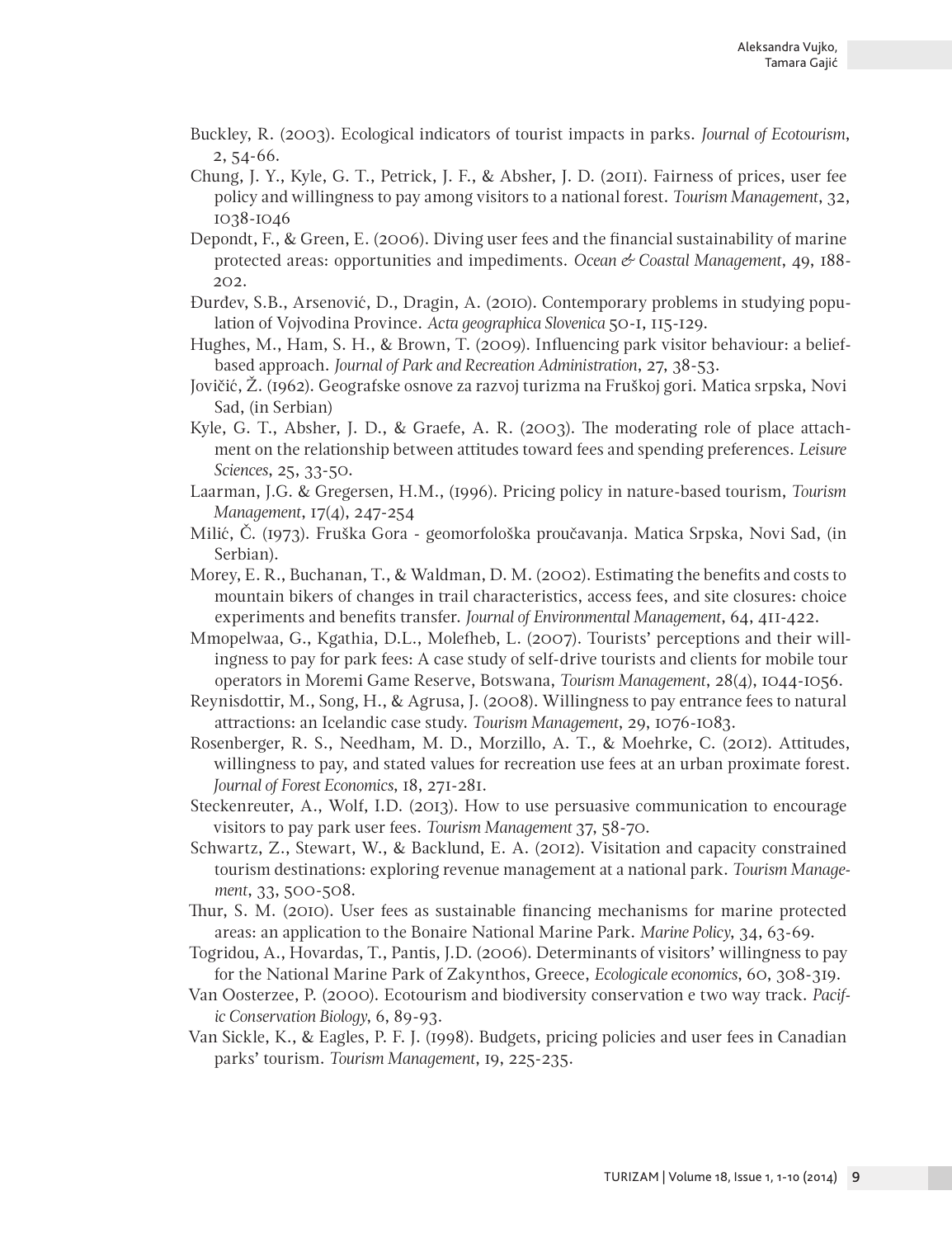Buckley, R. (2003). Ecological indicators of tourist impacts in parks. *Journal of Ecotourism*, 2, 54-66.

Chung, J. Y., Kyle, G. T., Petrick, J. F., & Absher, J. D. (2011). Fairness of prices, user fee policy and willingness to pay among visitors to a national forest. *Tourism Management*, 32, 1038-1046

Depondt, F., & Green, E. (2006). Diving user fees and the financial sustainability of marine protected areas: opportunities and impediments. *Ocean & Coastal Management*, 49, 188-202.

Đurđev, S.B., Arsenović, D., Dragin, A. (2010). Contemporary problems in studying population of Vojvodina Province. *Acta geographica Slovenica* 50-1, 115-129.

Hughes, M., Ham, S. H., & Brown, T. (2009). Influencing park visitor behaviour: a belief-based approach. *Journal of Park and Recreation Administration*, 27, 38-53.

Jovičić, Ž. (1962). Geografske osnove za razvoj turizma na Fruškoj gori. Matica srpska, Novi Sad, (in Serbian)

Kyle, G. T., Absher, J. D., & Graefe, A. R. (2003). The moderating role of place attachment on the relationship between attitudes toward fees and spending preferences. *Leisure Sciences*, 25, 33-50.

Laarman, J.G. & Gregersen, H.M., (1996). Pricing policy in nature-based tourism, *Tourism Management*, 17(4), 247-254

Milić, Č. (1973). Fruška Gora - geomorfološka proučavanja. Matica Srpska, Novi Sad, (in Serbian).

Morey, E. R., Buchanan, T., & Waldman, D. M. (2002). Estimating the benefits and costs to mountain bikers of changes in trail characteristics, access fees, and site closures: choice experiments and benefits transfer. *Journal of Environmental Management*, 64, 411-422.

Mmopelwaa, G., Kgathia, D.L., Molefheb, L. (2007). Tourists' perceptions and their willingness to pay for park fees: A case study of self-drive tourists and clients for mobile tour operators in Moremi Game Reserve, Botswana, *Tourism Management*, 28(4), 1044-1056.

Reynisdottir, M., Song, H., & Agrusa, J. (2008). Willingness to pay entrance fees to natural attractions: an Icelandic case study. *Tourism Management*, 29, 1076-1083.

Rosenberger, R. S., Needham, M. D., Morzillo, A. T., & Moehrke, C. (2012). Attitudes, willingness to pay, and stated values for recreation use fees at an urban proximate forest. *Journal of Forest Economics*, 18, 271-281.

Steckenreuter, A., Wolf, I.D. (2013). How to use persuasive communication to encourage visitors to pay park user fees. *Tourism Management* 37, 58-70.

Schwartz, Z., Stewart, W., & Backlund, E. A. (2012). Visitation and capacity constrained tourism destinations: exploring revenue management at a national park. *Tourism Management*, 33, 500-508.

Thur, S. M. (2010). User fees as sustainable financing mechanisms for marine protected areas: an application to the Bonaire National Marine Park. *Marine Policy*, 34, 63-69.

Togridou, A., Hovardas, T., Pantis, J.D. (2006). Determinants of visitors' willingness to pay for the National Marine Park of Zakynthos, Greece, *Ecologicale economics*, 60, 308-319.

Van Oosterzee, P. (2000). Ecotourism and biodiversity conservation e two way track. *Pacific Conservation Biology*, 6, 89-93.

Van Sickle, K., & Eagles, P. F. J. (1998). Budgets, pricing policies and user fees in Canadian parks' tourism. *Tourism Management*, 19, 225-235.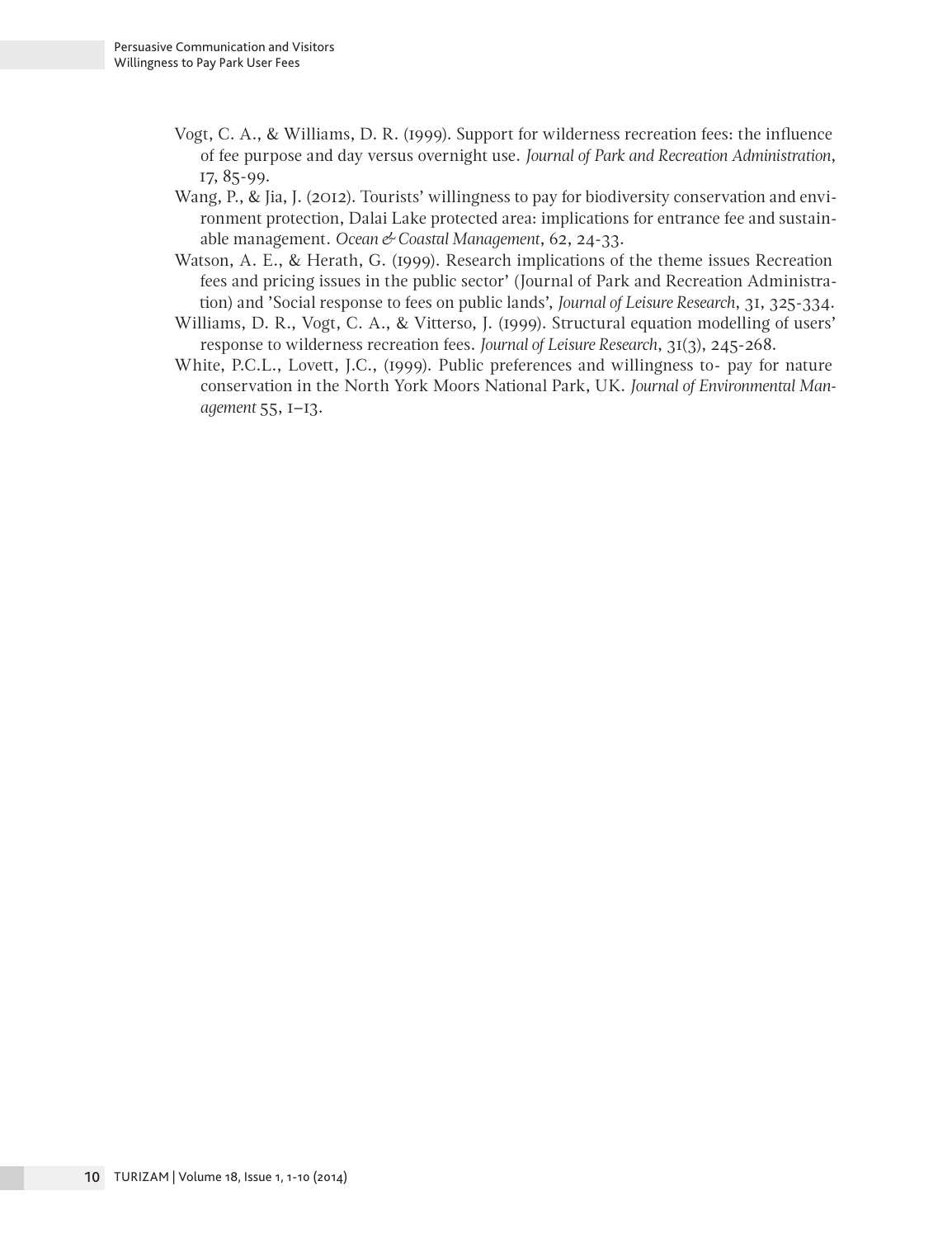Vogt, C. A., & Williams, D. R. (1999). Support for wilderness recreation fees: the influence of fee purpose and day versus overnight use. *Journal of Park and Recreation Administration*, 17, 85-99.

Wang, P., & Jia, J. (2012). Tourists' willingness to pay for biodiversity conservation and environment protection, Dalai Lake protected area: implications for entrance fee and sustainable management. *Ocean & Coastal Management*, 62, 24-33.

Watson, A. E., & Herath, G. (1999). Research implications of the theme issues Recreation fees and pricing issues in the public sector' (Journal of Park and Recreation Administration) and 'Social response to fees on public lands', *Journal of Leisure Research*, 31, 325-334.

Williams, D. R., Vogt, C. A., & Vitterso, J. (1999). Structural equation modelling of users' response to wilderness recreation fees. *Journal of Leisure Research*, 31(3), 245-268.

White, P.C.L., Lovett, J.C., (1999). Public preferences and willingness to- pay for nature conservation in the North York Moors National Park, UK. *Journal of Environmental Management* 55, 1–13.